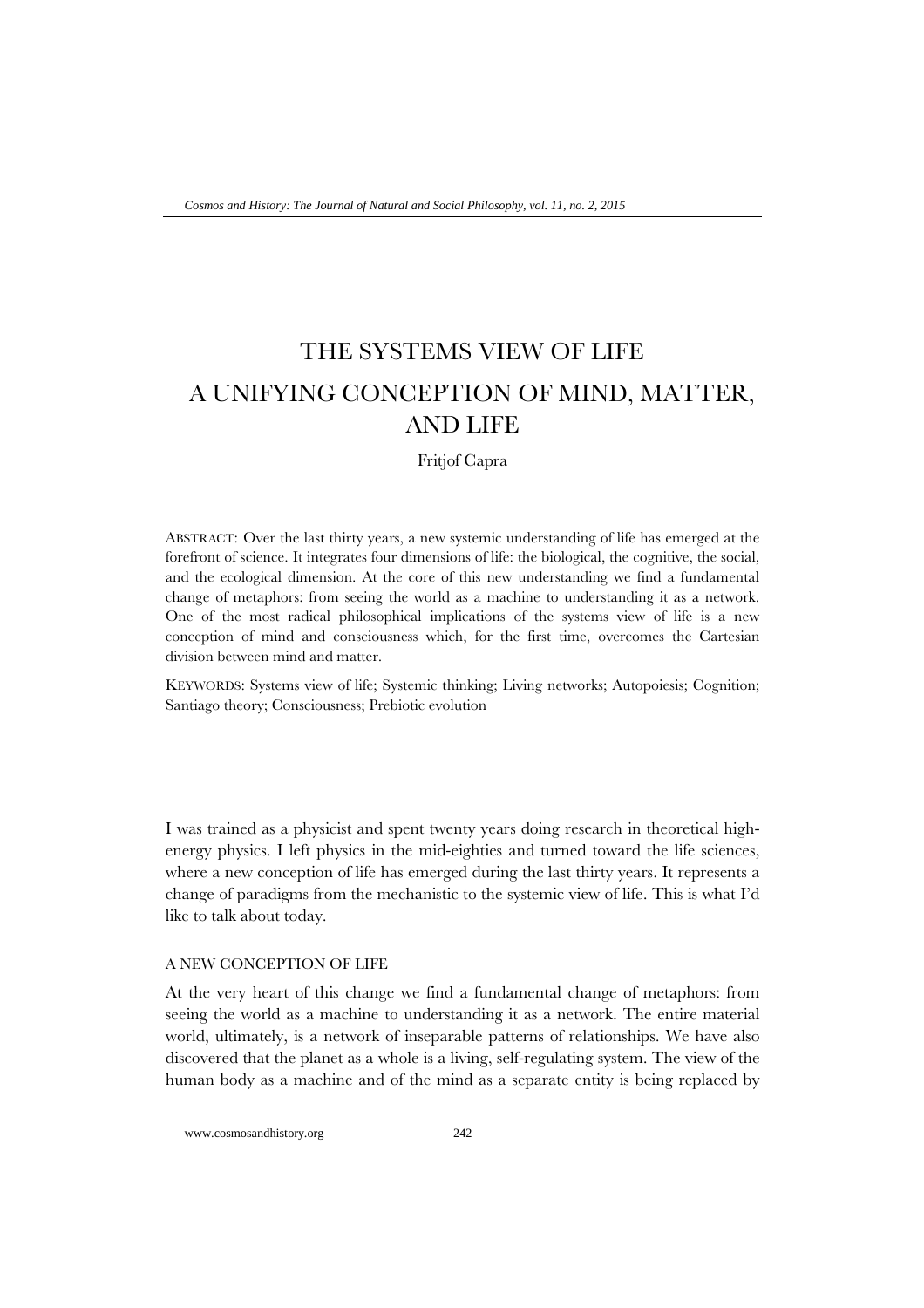# THE SYSTEMS VIEW OF LIFE
# A UNIFYING CONCEPTION OF MIND, MATTER, AND LIFE

Fritjof Capra

ABSTRACT: Over the last thirty years, a new systemic understanding of life has emerged at the forefront of science. It integrates four dimensions of life: the biological, the cognitive, the social, and the ecological dimension. At the core of this new understanding we find a fundamental change of metaphors: from seeing the world as a machine to understanding it as a network. One of the most radical philosophical implications of the systems view of life is a new conception of mind and consciousness which, for the first time, overcomes the Cartesian division between mind and matter.

KEYWORDS: Systems view of life; Systemic thinking; Living networks; Autopoiesis; Cognition; Santiago theory; Consciousness; Prebiotic evolution

I was trained as a physicist and spent twenty years doing research in theoretical high-energy physics. I left physics in the mid-eighties and turned toward the life sciences, where a new conception of life has emerged during the last thirty years. It represents a change of paradigms from the mechanistic to the systemic view of life. This is what I'd like to talk about today.

## A NEW CONCEPTION OF LIFE

At the very heart of this change we find a fundamental change of metaphors: from seeing the world as a machine to understanding it as a network. The entire material world, ultimately, is a network of inseparable patterns of relationships. We have also discovered that the planet as a whole is a living, self-regulating system. The view of the human body as a machine and of the mind as a separate entity is being replaced by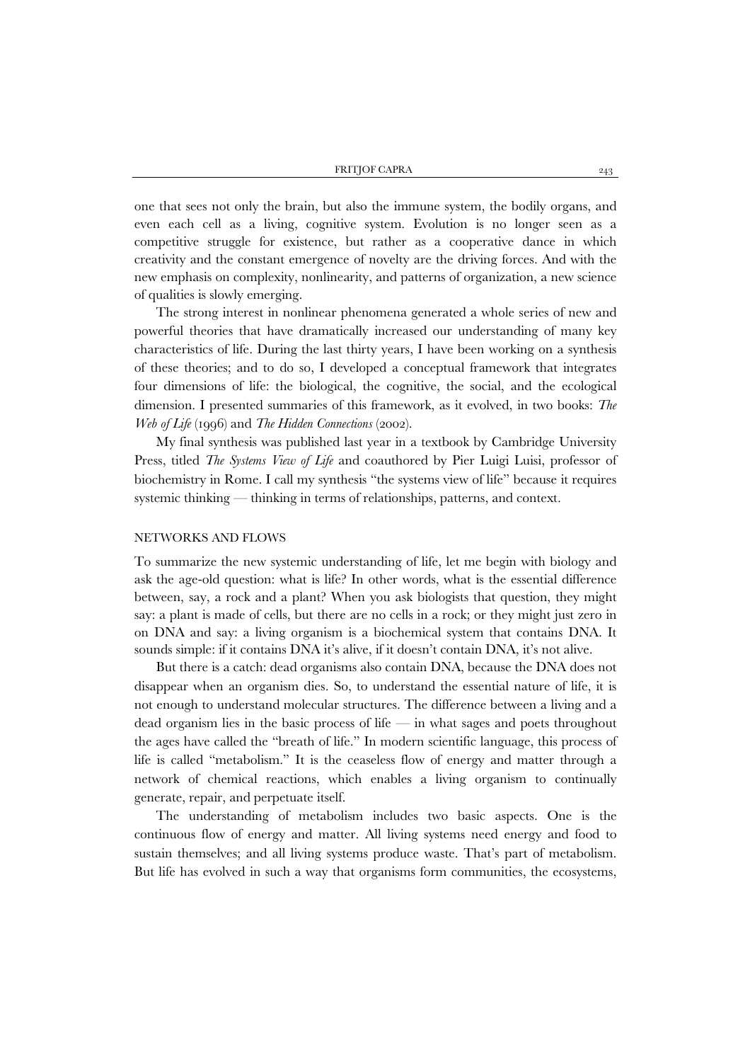one that sees not only the brain, but also the immune system, the bodily organs, and even each cell as a living, cognitive system. Evolution is no longer seen as a competitive struggle for existence, but rather as a cooperative dance in which creativity and the constant emergence of novelty are the driving forces. And with the new emphasis on complexity, nonlinearity, and patterns of organization, a new science of qualities is slowly emerging.

The strong interest in nonlinear phenomena generated a whole series of new and powerful theories that have dramatically increased our understanding of many key characteristics of life. During the last thirty years, I have been working on a synthesis of these theories; and to do so, I developed a conceptual framework that integrates four dimensions of life: the biological, the cognitive, the social, and the ecological dimension. I presented summaries of this framework, as it evolved, in two books: *The Web of Life* (1996) and *The Hidden Connections* (2002).

My final synthesis was published last year in a textbook by Cambridge University Press, titled *The Systems View of Life* and coauthored by Pier Luigi Luisi, professor of biochemistry in Rome. I call my synthesis "the systems view of life" because it requires systemic thinking — thinking in terms of relationships, patterns, and context.

## NETWORKS AND FLOWS

To summarize the new systemic understanding of life, let me begin with biology and ask the age-old question: what is life? In other words, what is the essential difference between, say, a rock and a plant? When you ask biologists that question, they might say: a plant is made of cells, but there are no cells in a rock; or they might just zero in on DNA and say: a living organism is a biochemical system that contains DNA. It sounds simple: if it contains DNA it's alive, if it doesn't contain DNA, it's not alive.

But there is a catch: dead organisms also contain DNA, because the DNA does not disappear when an organism dies. So, to understand the essential nature of life, it is not enough to understand molecular structures. The difference between a living and a dead organism lies in the basic process of life — in what sages and poets throughout the ages have called the "breath of life." In modern scientific language, this process of life is called "metabolism." It is the ceaseless flow of energy and matter through a network of chemical reactions, which enables a living organism to continually generate, repair, and perpetuate itself.

The understanding of metabolism includes two basic aspects. One is the continuous flow of energy and matter. All living systems need energy and food to sustain themselves; and all living systems produce waste. That's part of metabolism. But life has evolved in such a way that organisms form communities, the ecosystems,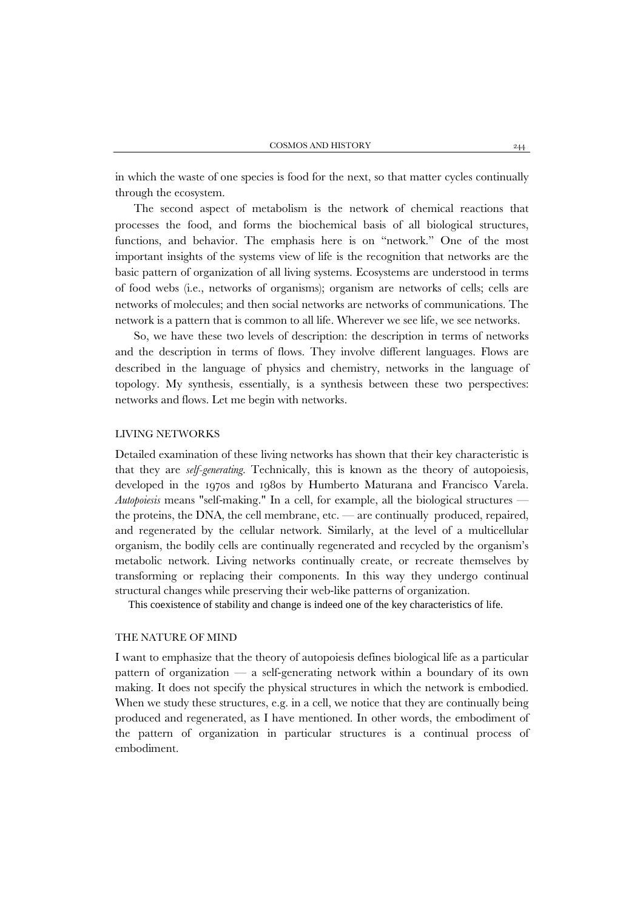in which the waste of one species is food for the next, so that matter cycles continually through the ecosystem.

The second aspect of metabolism is the network of chemical reactions that processes the food, and forms the biochemical basis of all biological structures, functions, and behavior. The emphasis here is on "network." One of the most important insights of the systems view of life is the recognition that networks are the basic pattern of organization of all living systems. Ecosystems are understood in terms of food webs (i.e., networks of organisms); organism are networks of cells; cells are networks of molecules; and then social networks are networks of communications. The network is a pattern that is common to all life. Wherever we see life, we see networks.

So, we have these two levels of description: the description in terms of networks and the description in terms of flows. They involve different languages. Flows are described in the language of physics and chemistry, networks in the language of topology. My synthesis, essentially, is a synthesis between these two perspectives: networks and flows. Let me begin with networks.

## LIVING NETWORKS

Detailed examination of these living networks has shown that their key characteristic is that they are *self-generating*. Technically, this is known as the theory of autopoiesis, developed in the 1970s and 1980s by Humberto Maturana and Francisco Varela. *Autopoiesis* means "self-making." In a cell, for example, all the biological structures — the proteins, the DNA, the cellular membrane, etc. — are continually produced, repaired, and regenerated by the cellular network. Similarly, at the level of a multicellular organism, the bodily cells are continually regenerated and recycled by the organism's metabolic network. Living networks continually create, or recreate themselves by transforming or replacing their components. In this way they undergo continual structural changes while preserving their web-like patterns of organization.

This coexistence of stability and change is indeed one of the key characteristics of life.

## THE NATURE OF MIND

I want to emphasize that the theory of autopoiesis defines biological life as a particular pattern of organization — a self-generating network within a boundary of its own making. It does not specify the physical structures in which the network is embodied. When we study these structures, e.g. in a cell, we notice that they are continually being produced and regenerated, as I have mentioned. In other words, the embodiment of the pattern of organization in particular structures is a continual process of embodiment.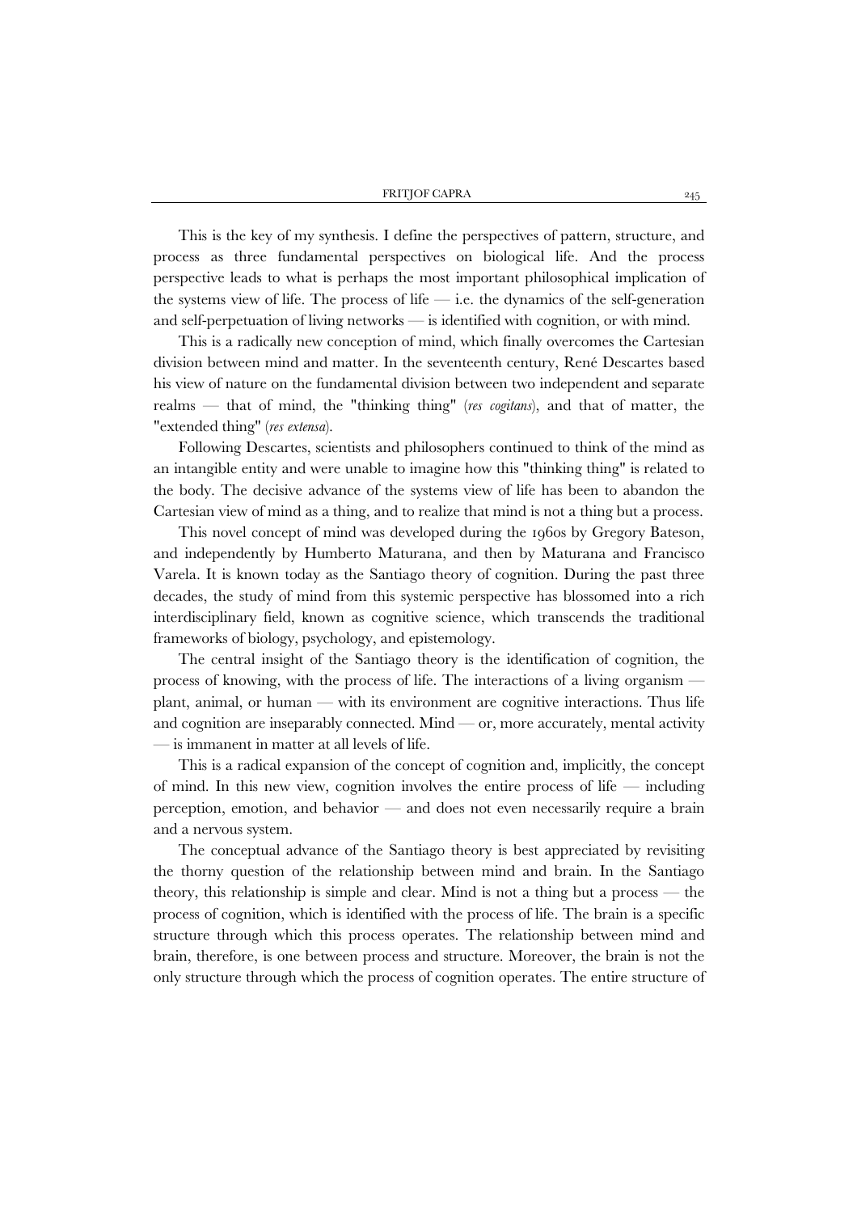This is the key of my synthesis. I define the perspectives of pattern, structure, and process as three fundamental perspectives on biological life. And the process perspective leads to what is perhaps the most important philosophical implication of the systems view of life. The process of life — i.e. the dynamics of the self-generation and self-perpetuation of living networks — is identified with cognition, or with mind.

This is a radically new conception of mind, which finally overcomes the Cartesian division between mind and matter. In the seventeenth century, René Descartes based his view of nature on the fundamental division between two independent and separate realms — that of mind, the "thinking thing" (*res cogitans*), and that of matter, the "extended thing" (*res extensa*).

Following Descartes, scientists and philosophers continued to think of the mind as an intangible entity and were unable to imagine how this "thinking thing" is related to the body. The decisive advance of the systems view of life has been to abandon the Cartesian view of mind as a thing, and to realize that mind is not a thing but a process.

This novel concept of mind was developed during the 1960s by Gregory Bateson, and independently by Humberto Maturana, and then by Maturana and Francisco Varela. It is known today as the Santiago theory of cognition. During the past three decades, the study of mind from this systemic perspective has blossomed into a rich interdisciplinary field, known as cognitive science, which transcends the traditional frameworks of biology, psychology, and epistemology.

The central insight of the Santiago theory is the identification of cognition, the process of knowing, with the process of life. The interactions of a living organism — plant, animal, or human — with its environment are cognitive interactions. Thus life and cognition are inseparably connected. Mind — or, more accurately, mental activity — is immanent in matter at all levels of life.

This is a radical expansion of the concept of cognition and, implicitly, the concept of mind. In this new view, cognition involves the entire process of life — including perception, emotion, and behavior — and does not even necessarily require a brain and a nervous system.

The conceptual advance of the Santiago theory is best appreciated by revisiting the thorny question of the relationship between mind and brain. In the Santiago theory, this relationship is simple and clear. Mind is not a thing but a process — the process of cognition, which is identified with the process of life. The brain is a specific structure through which this process operates. The relationship between mind and brain, therefore, is one between process and structure. Moreover, the brain is not the only structure through which the process of cognition operates. The entire structure of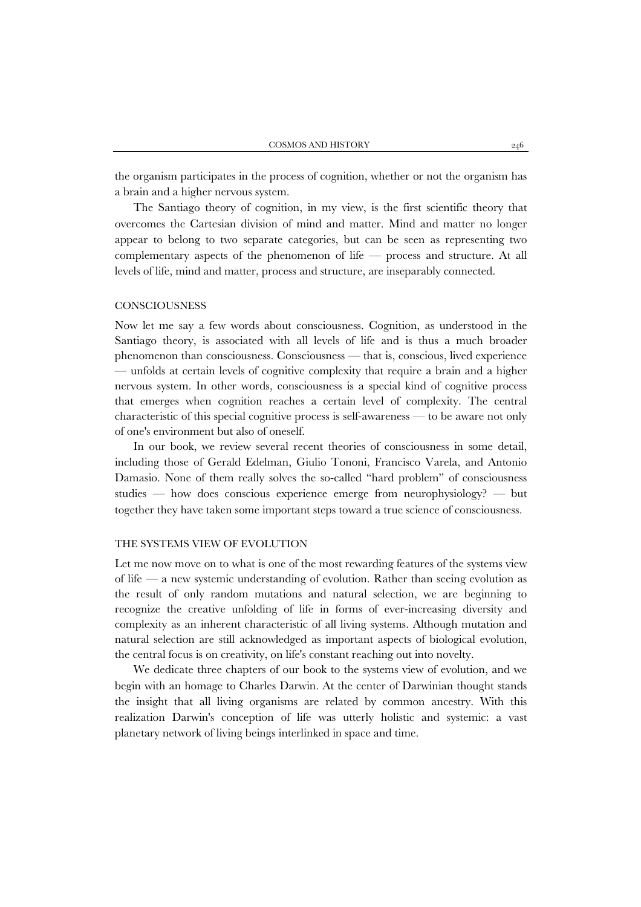the organism participates in the process of cognition, whether or not the organism has a brain and a higher nervous system.

The Santiago theory of cognition, in my view, is the first scientific theory that overcomes the Cartesian division of mind and matter. Mind and matter no longer appear to belong to two separate categories, but can be seen as representing two complementary aspects of the phenomenon of life — process and structure. At all levels of life, mind and matter, process and structure, are inseparably connected.

## CONSCIOUSNESS

Now let me say a few words about consciousness. Cognition, as understood in the Santiago theory, is associated with all levels of life and is thus a much broader phenomenon than consciousness. Consciousness — that is, conscious, lived experience — unfolds at certain levels of cognitive complexity that require a brain and a higher nervous system. In other words, consciousness is a special kind of cognitive process that emerges when cognition reaches a certain level of complexity. The central characteristic of this special cognitive process is self-awareness — to be aware not only of one's environment but also of oneself.

In our book, we review several recent theories of consciousness in some detail, including those of Gerald Edelman, Giulio Tononi, Francisco Varela, and Antonio Damasio. None of them really solves the so-called "hard problem" of consciousness studies — how does conscious experience emerge from neurophysiology? — but together they have taken some important steps toward a true science of consciousness.

## THE SYSTEMS VIEW OF EVOLUTION

Let me now move on to what is one of the most rewarding features of the systems view of life — a new systemic understanding of evolution. Rather than seeing evolution as the result of only random mutations and natural selection, we are beginning to recognize the creative unfolding of life in forms of ever-increasing diversity and complexity as an inherent characteristic of all living systems. Although mutation and natural selection are still acknowledged as important aspects of biological evolution, the central focus is on creativity, on life's constant reaching out into novelty.

We dedicate three chapters of our book to the systems view of evolution, and we begin with an homage to Charles Darwin. At the center of Darwinian thought stands the insight that all living organisms are related by common ancestry. With this realization Darwin's conception of life was utterly holistic and systemic: a vast planetary network of living beings interlinked in space and time.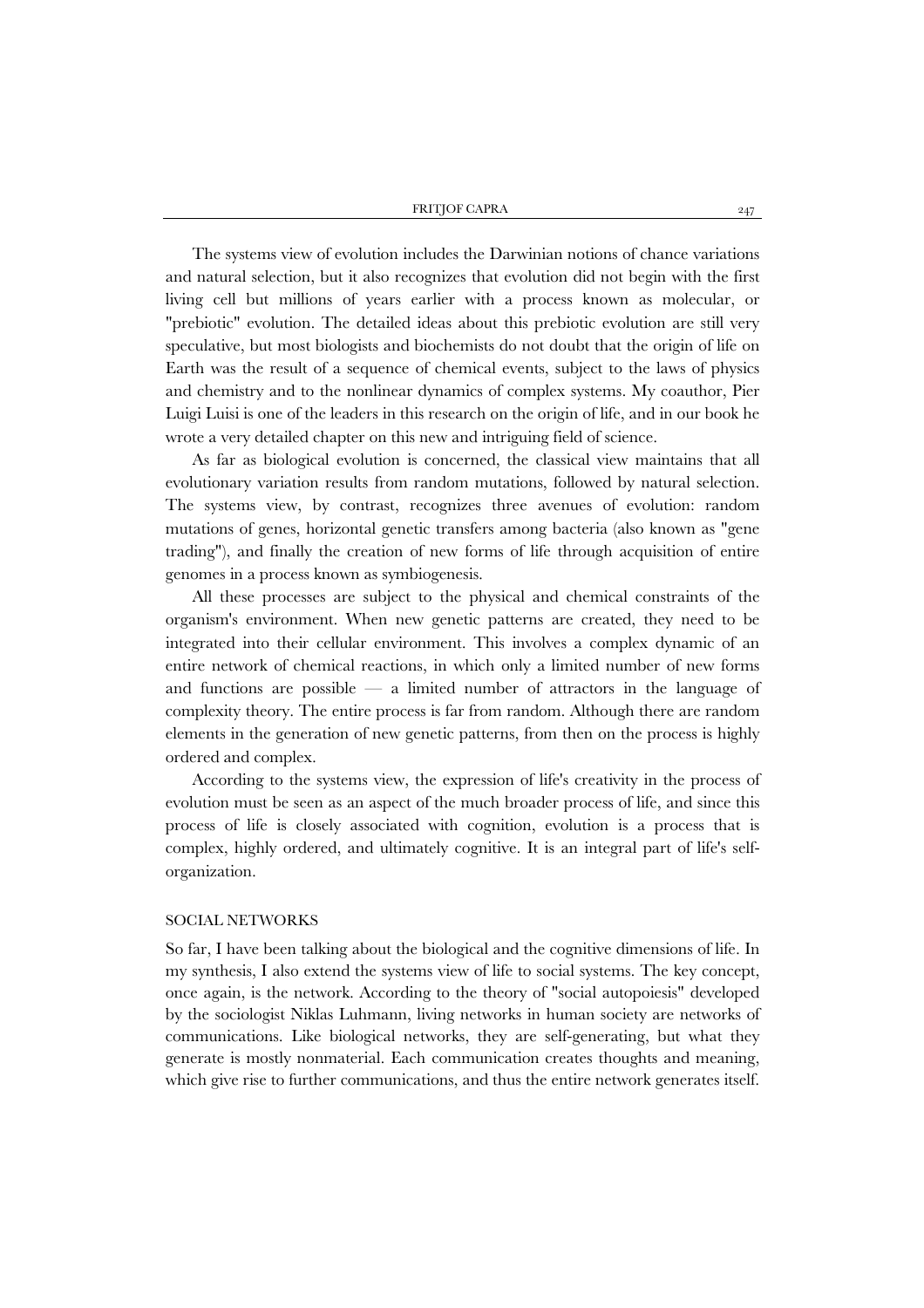The systems view of evolution includes the Darwinian notions of chance variations and natural selection, but it also recognizes that evolution did not begin with the first living cell but millions of years earlier with a process known as molecular, or "prebiotic" evolution. The detailed ideas about this prebiotic evolution are still very speculative, but most biologists and biochemists do not doubt that the origin of life on Earth was the result of a sequence of chemical events, subject to the laws of physics and chemistry and to the nonlinear dynamics of complex systems. My coauthor, Pier Luigi Luisi is one of the leaders in this research on the origin of life, and in our book he wrote a very detailed chapter on this new and intriguing field of science.

As far as biological evolution is concerned, the classical view maintains that all evolutionary variation results from random mutations, followed by natural selection. The systems view, by contrast, recognizes three avenues of evolution: random mutations of genes, horizontal genetic transfers among bacteria (also known as "gene trading"), and finally the creation of new forms of life through acquisition of entire genomes in a process known as symbiogenesis.

All these processes are subject to the physical and chemical constraints of the organism's environment. When new genetic patterns are created, they need to be integrated into their cellular environment. This involves a complex dynamic of an entire network of chemical reactions, in which only a limited number of new forms and functions are possible — a limited number of attractors in the language of complexity theory. The entire process is far from random. Although there are random elements in the generation of new genetic patterns, from then on the process is highly ordered and complex.

According to the systems view, the expression of life's creativity in the process of evolution must be seen as an aspect of the much broader process of life, and since this process of life is closely associated with cognition, evolution is a process that is complex, highly ordered, and ultimately cognitive. It is an integral part of life's self-organization.

## SOCIAL NETWORKS

So far, I have been talking about the biological and the cognitive dimensions of life. In my synthesis, I also extend the systems view of life to social systems. The key concept, once again, is the network. According to the theory of "social autopoiesis" developed by the sociologist Niklas Luhmann, living networks in human society are networks of communications. Like biological networks, they are self-generating, but what they generate is mostly nonmaterial. Each communication creates thoughts and meaning, which give rise to further communications, and thus the entire network generates itself.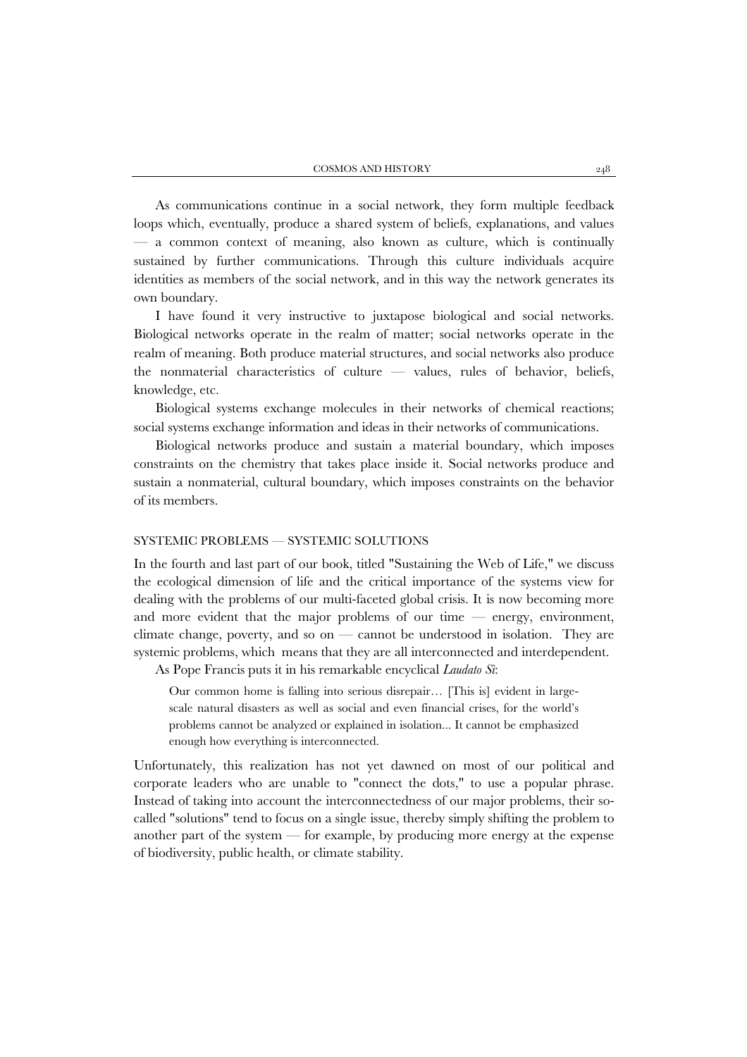As communications continue in a social network, they form multiple feedback loops which, eventually, produce a shared system of beliefs, explanations, and values — a common context of meaning, also known as culture, which is continually sustained by further communications. Through this culture individuals acquire identities as members of the social network, and in this way the network generates its own boundary.

I have found it very instructive to juxtapose biological and social networks. Biological networks operate in the realm of matter; social networks operate in the realm of meaning. Both produce material structures, and social networks also produce the nonmaterial characteristics of culture — values, rules of behavior, beliefs, knowledge, etc.

Biological systems exchange molecules in their networks of chemical reactions; social systems exchange information and ideas in their networks of communications.

Biological networks produce and sustain a material boundary, which imposes constraints on the chemistry that takes place inside it. Social networks produce and sustain a nonmaterial, cultural boundary, which imposes constraints on the behavior of its members.

## SYSTEMIC PROBLEMS — SYSTEMIC SOLUTIONS

In the fourth and last part of our book, titled "Sustaining the Web of Life," we discuss the ecological dimension of life and the critical importance of the systems view for dealing with the problems of our multi-faceted global crisis. It is now becoming more and more evident that the major problems of our time — energy, environment, climate change, poverty, and so on — cannot be understood in isolation. They are systemic problems, which means that they are all interconnected and interdependent.

As Pope Francis puts it in his remarkable encyclical *Laudato Sì*:

> Our common home is falling into serious disrepair… [This is] evident in large-scale natural disasters as well as social and even financial crises, for the world's problems cannot be analyzed or explained in isolation... It cannot be emphasized enough how everything is interconnected.

Unfortunately, this realization has not yet dawned on most of our political and corporate leaders who are unable to "connect the dots," to use a popular phrase. Instead of taking into account the interconnectedness of our major problems, their so-called "solutions" tend to focus on a single issue, thereby simply shifting the problem to another part of the system — for example, by producing more energy at the expense of biodiversity, public health, or climate stability.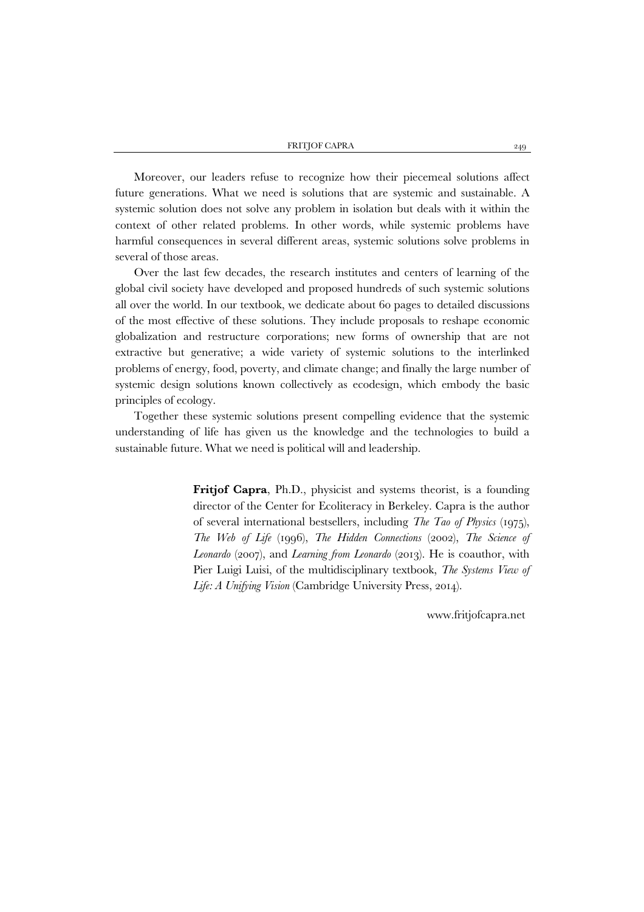Moreover, our leaders refuse to recognize how their piecemeal solutions affect future generations. What we need is solutions that are systemic and sustainable. A systemic solution does not solve any problem in isolation but deals with it within the context of other related problems. In other words, while systemic problems have harmful consequences in several different areas, systemic solutions solve problems in several of those areas.

Over the last few decades, the research institutes and centers of learning of the global civil society have developed and proposed hundreds of such systemic solutions all over the world. In our textbook, we dedicate about 60 pages to detailed discussions of the most effective of these solutions. They include proposals to reshape economic globalization and restructure corporations; new forms of ownership that are not extractive but generative; a wide variety of systemic solutions to the interlinked problems of energy, food, poverty, and climate change; and finally the large number of systemic design solutions known collectively as ecodesign, which embody the basic principles of ecology.

Together these systemic solutions present compelling evidence that the systemic understanding of life has given us the knowledge and the technologies to build a sustainable future. What we need is political will and leadership.

**Fritjof Capra**, Ph.D., physicist and systems theorist, is a founding director of the Center for Ecoliteracy in Berkeley. Capra is the author of several international bestsellers, including *The Tao of Physics* (1975), *The Web of Life* (1996), *The Hidden Connections* (2002), *The Science of Leonardo* (2007), and *Learning from Leonardo* (2013). He is coauthor, with Pier Luigi Luisi, of the multidisciplinary textbook, *The Systems View of Life: A Unifying Vision* (Cambridge University Press, 2014).

www.fritjofcapra.net